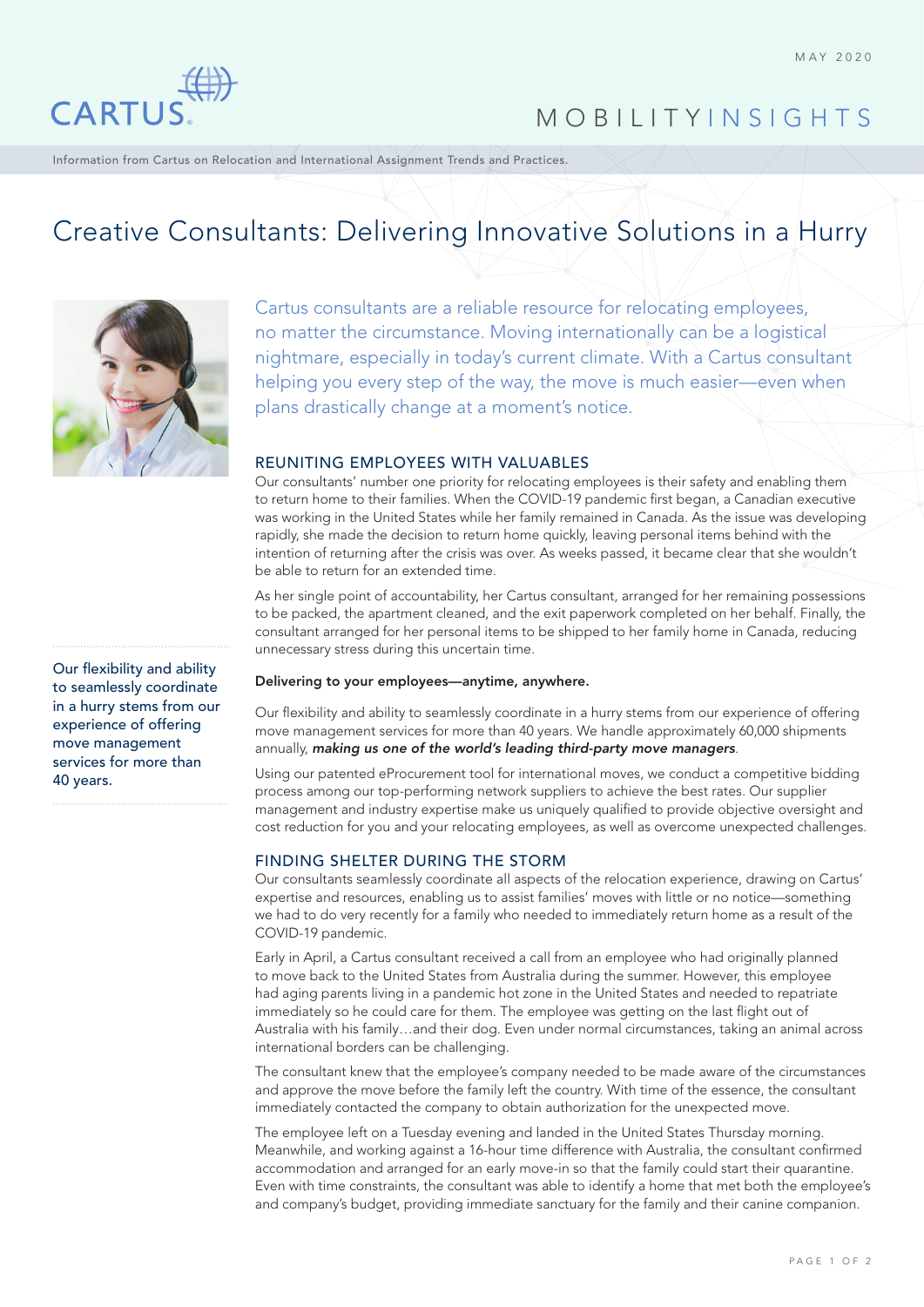MAY 2020

CARTUS

MOBILITYINSIGHTS

Information from Cartus on Relocation and International Assignment Trends and Practices.

# Creative Consultants: Delivering Innovative Solutions in a Hurry

Cartus consultants are a reliable resource for relocating employees, no matter the circumstance. Moving internationally can be a logistical nightmare, especially in today's current climate. With a Cartus consultant helping you every step of the way, the move is much easier—even when plans drastically change at a moment's notice.

## REUNITING EMPLOYEES WITH VALUABLES

Our consultants' number one priority for relocating employees is their safety and enabling them to return home to their families. When the COVID-19 pandemic first began, a Canadian executive was working in the United States while her family remained in Canada. As the issue was developing rapidly, she made the decision to return home quickly, leaving personal items behind with the intention of returning after the crisis was over. As weeks passed, it became clear that she wouldn't be able to return for an extended time.

As her single point of accountability, her Cartus consultant, arranged for her remaining possessions to be packed, the apartment cleaned, and the exit paperwork completed on her behalf. Finally, the consultant arranged for her personal items to be shipped to her family home in Canada, reducing unnecessary stress during this uncertain time.

**Delivering to your employees—anytime, anywhere.**

Our flexibility and ability to seamlessly coordinate in a hurry stems from our experience of offering move management services for more than 40 years. We handle approximately 60,000 shipments annually, ***making us one of the world's leading third-party move managers***.

Using our patented eProcurement tool for international moves, we conduct a competitive bidding process among our top-performing network suppliers to achieve the best rates. Our supplier management and industry expertise make us uniquely qualified to provide objective oversight and cost reduction for you and your relocating employees, as well as overcome unexpected challenges.

Our flexibility and ability to seamlessly coordinate in a hurry stems from our experience of offering move management services for more than 40 years.

## FINDING SHELTER DURING THE STORM

Our consultants seamlessly coordinate all aspects of the relocation experience, drawing on Cartus' expertise and resources, enabling us to assist families' moves with little or no notice—something we had to do very recently for a family who needed to immediately return home as a result of the COVID-19 pandemic.

Early in April, a Cartus consultant received a call from an employee who had originally planned to move back to the United States from Australia during the summer. However, this employee had aging parents living in a pandemic hot zone in the United States and needed to repatriate immediately so he could care for them. The employee was getting on the last flight out of Australia with his family…and their dog. Even under normal circumstances, taking an animal across international borders can be challenging.

The consultant knew that the employee's company needed to be made aware of the circumstances and approve the move before the family left the country. With time of the essence, the consultant immediately contacted the company to obtain authorization for the unexpected move.

The employee left on a Tuesday evening and landed in the United States Thursday morning. Meanwhile, and working against a 16-hour time difference with Australia, the consultant confirmed accommodation and arranged for an early move-in so that the family could start their quarantine. Even with time constraints, the consultant was able to identify a home that met both the employee's and company's budget, providing immediate sanctuary for the family and their canine companion.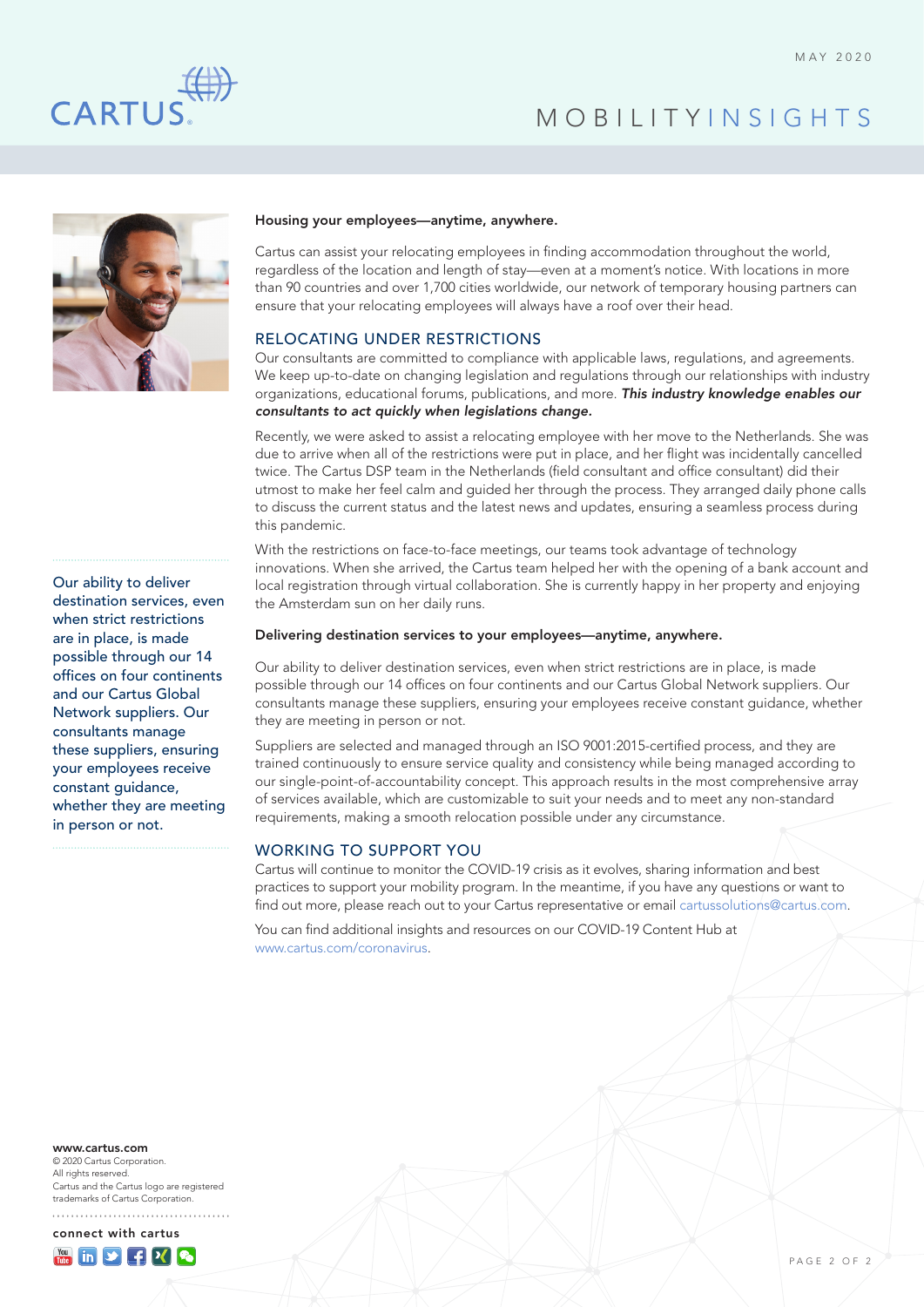**Housing your employees—anytime, anywhere.**

Cartus can assist your relocating employees in finding accommodation throughout the world, regardless of the location and length of stay—even at a moment's notice. With locations in more than 90 countries and over 1,700 cities worldwide, our network of temporary housing partners can ensure that your relocating employees will always have a roof over their head.

## RELOCATING UNDER RESTRICTIONS

Our consultants are committed to compliance with applicable laws, regulations, and agreements. We keep up-to-date on changing legislation and regulations through our relationships with industry organizations, educational forums, publications, and more. ***This industry knowledge enables our consultants to act quickly when legislations change.***

Recently, we were asked to assist a relocating employee with her move to the Netherlands. She was due to arrive when all of the restrictions were put in place, and her flight was incidentally cancelled twice. The Cartus DSP team in the Netherlands (field consultant and office consultant) did their utmost to make her feel calm and guided her through the process. They arranged daily phone calls to discuss the current status and the latest news and updates, ensuring a seamless process during this pandemic.

With the restrictions on face-to-face meetings, our teams took advantage of technology innovations. When she arrived, the Cartus team helped her with the opening of a bank account and local registration through virtual collaboration. She is currently happy in her property and enjoying the Amsterdam sun on her daily runs.

**Delivering destination services to your employees—anytime, anywhere.**

Our ability to deliver destination services, even when strict restrictions are in place, is made possible through our 14 offices on four continents and our Cartus Global Network suppliers. Our consultants manage these suppliers, ensuring your employees receive constant guidance, whether they are meeting in person or not.

Suppliers are selected and managed through an ISO 9001:2015-certified process, and they are trained continuously to ensure service quality and consistency while being managed according to our single-point-of-accountability concept. This approach results in the most comprehensive array of services available, which are customizable to suit your needs and to meet any non-standard requirements, making a smooth relocation possible under any circumstance.

## WORKING TO SUPPORT YOU

Cartus will continue to monitor the COVID-19 crisis as it evolves, sharing information and best practices to support your mobility program. In the meantime, if you have any questions or want to find out more, please reach out to your Cartus representative or email cartussolutions@cartus.com.

You can find additional insights and resources on our COVID-19 Content Hub at www.cartus.com/coronavirus.

**www.cartus.com**
© 2020 Cartus Corporation.
All rights reserved.
Cartus and the Cartus logo are registered trademarks of Cartus Corporation.

connect with cartus